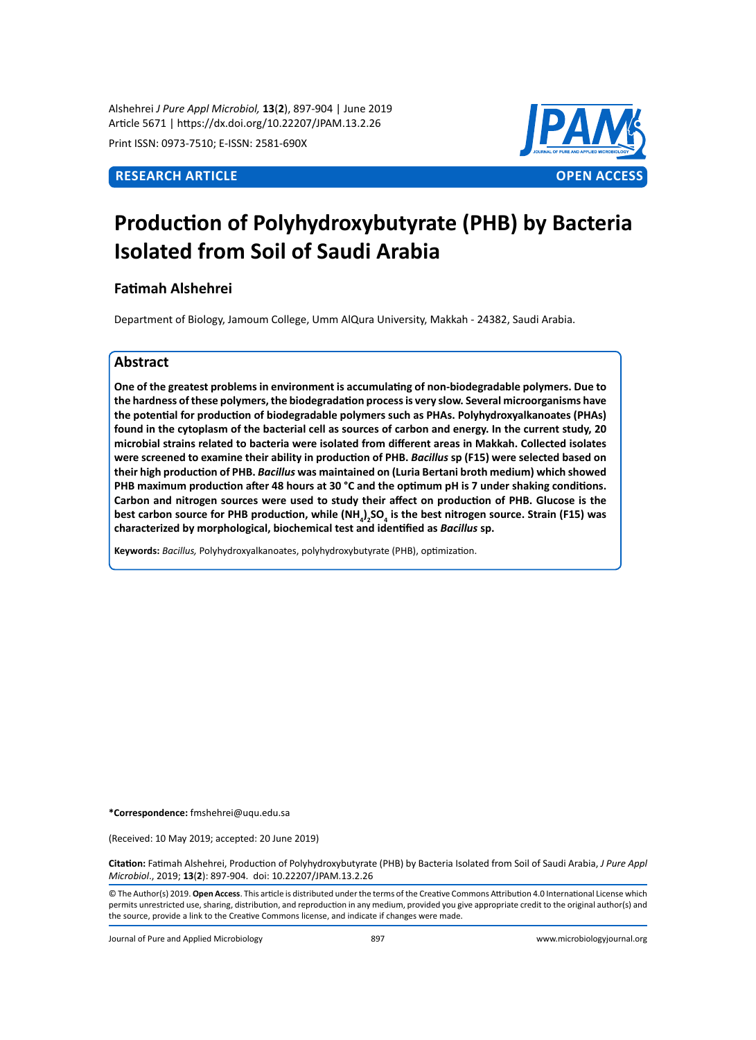**RESEARCH ARTICLE** **OPEN ACCESS**

# Production of Polyhydroxybutyrate (PHB) by Bacteria Isolated from Soil of Saudi Arabia

**Fatimah Alshehrei**

Department of Biology, Jamoum College, Umm AlQura University, Makkah - 24382, Saudi Arabia.

## Abstract

**One of the greatest problems in environment is accumulating of non-biodegradable polymers. Due to the hardness of these polymers, the biodegradation process is very slow. Several microorganisms have the potential for production of biodegradable polymers such as PHAs. Polyhydroxyalkanoates (PHAs) found in the cytoplasm of the bacterial cell as sources of carbon and energy. In the current study, 20 microbial strains related to bacteria were isolated from different areas in Makkah. Collected isolates were screened to examine their ability in production of PHB. *Bacillus* sp (F15) were selected based on their high production of PHB. *Bacillus* was maintained on (Luria Bertani broth medium) which showed PHB maximum production after 48 hours at 30 °C and the optimum pH is 7 under shaking conditions. Carbon and nitrogen sources were used to study their affect on production of PHB. Glucose is the best carbon source for PHB production, while $(NH_4)_2SO_4$ is the best nitrogen source. Strain (F15) was characterized by morphological, biochemical test and identified as *Bacillus* sp.**

**Keywords:** *Bacillus,* Polyhydroxyalkanoates, polyhydroxybutyrate (PHB), optimization.

**\*Correspondence:** fmshehrei@uqu.edu.sa

(Received: 10 May 2019; accepted: 20 June 2019)

**Citation:** Fatimah Alshehrei, Production of Polyhydroxybutyrate (PHB) by Bacteria Isolated from Soil of Saudi Arabia, *J Pure Appl Microbiol.*, 2019; **13**(**2**): 897-904. doi: 10.22207/JPAM.13.2.26

© The Author(s) 2019. **Open Access**. This article is distributed under the terms of the Creative Commons Attribution 4.0 International License which permits unrestricted use, sharing, distribution, and reproduction in any medium, provided you give appropriate credit to the original author(s) and the source, provide a link to the Creative Commons license, and indicate if changes were made.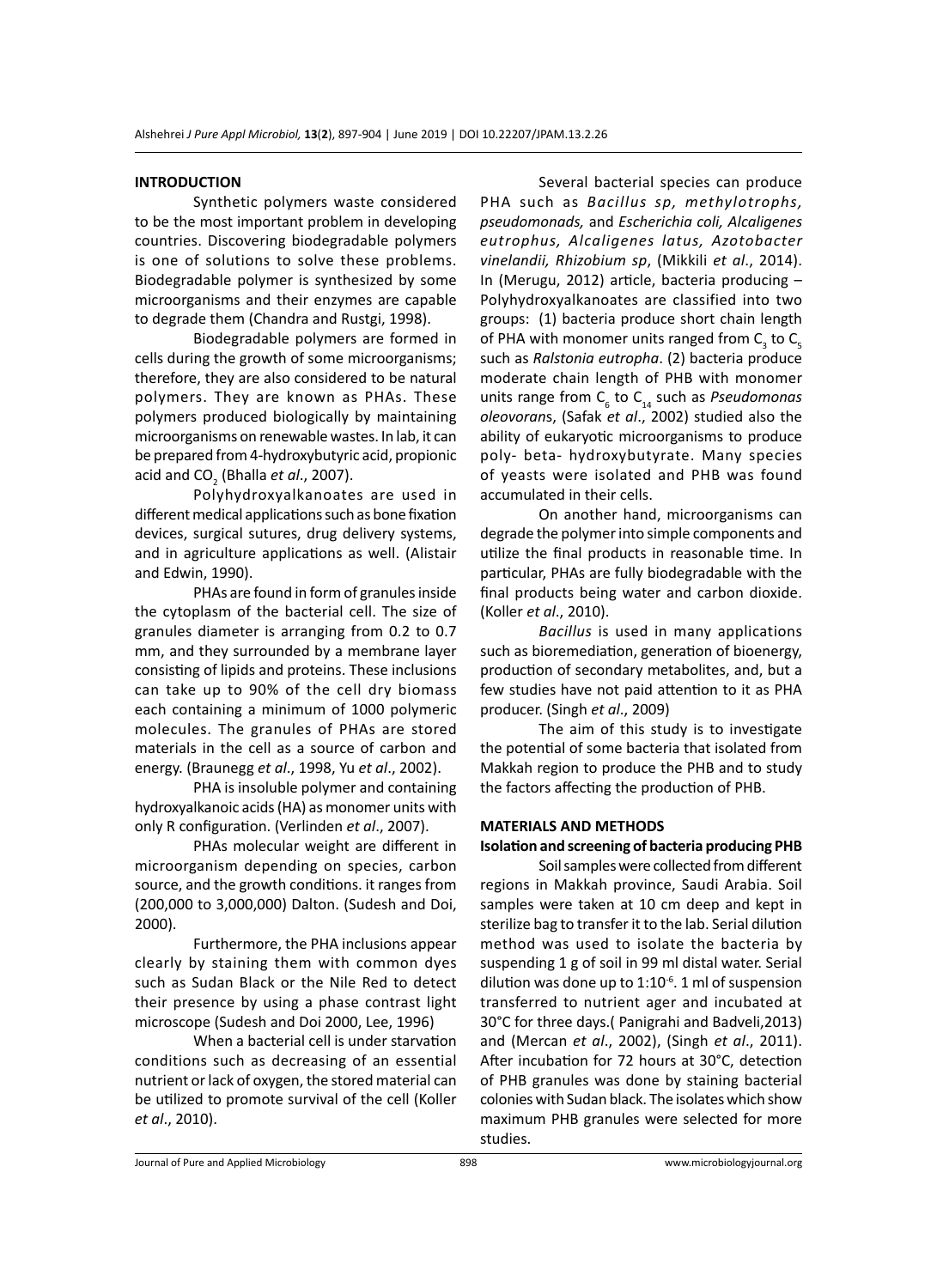## INTRODUCTION

Synthetic polymers waste considered to be the most important problem in developing countries. Discovering biodegradable polymers is one of solutions to solve these problems. Biodegradable polymer is synthesized by some microorganisms and their enzymes are capable to degrade them (Chandra and Rustgi, 1998).

Biodegradable polymers are formed in cells during the growth of some microorganisms; therefore, they are also considered to be natural polymers. They are known as PHAs. These polymers produced biologically by maintaining microorganisms on renewable wastes. In lab, it can be prepared from 4-hydroxybutyric acid, propionic acid and $CO_2$ (Bhalla *et al*., 2007).

Polyhydroxyalkanoates are used in different medical applications such as bone fixation devices, surgical sutures, drug delivery systems, and in agriculture applications as well. (Alistair and Edwin, 1990).

PHAs are found in form of granules inside the cytoplasm of the bacterial cell. The size of granules diameter is arranging from 0.2 to 0.7 mm, and they surrounded by a membrane layer consisting of lipids and proteins. These inclusions can take up to 90% of the cell dry biomass each containing a minimum of 1000 polymeric molecules. The granules of PHAs are stored materials in the cell as a source of carbon and energy. (Braunegg *et al*., 1998, Yu *et al*., 2002).

PHA is insoluble polymer and containing hydroxyalkanoic acids (HA) as monomer units with only R configuration. (Verlinden *et al*., 2007).

PHAs molecular weight are different in microorganism depending on species, carbon source, and the growth conditions. it ranges from (200,000 to 3,000,000) Dalton. (Sudesh and Doi, 2000).

Furthermore, the PHA inclusions appear clearly by staining them with common dyes such as Sudan Black or the Nile Red to detect their presence by using a phase contrast light microscope (Sudesh and Doi 2000, Lee, 1996)

When a bacterial cell is under starvation conditions such as decreasing of an essential nutrient or lack of oxygen, the stored material can be utilized to promote survival of the cell (Koller *et al*., 2010).

Several bacterial species can produce PHA such as *Bacillus sp, methylotrophs, pseudomonads,* and *Escherichia coli, Alcaligenes eutrophus, Alcaligenes latus, Azotobacter vinelandii, Rhizobium sp*, (Mikkili *et al*., 2014). In (Merugu, 2012) article, bacteria producing – Polyhydroxyalkanoates are classified into two groups: (1) bacteria produce short chain length of PHA with monomer units ranged from $C_3$ to $C_5$ such as *Ralstonia eutropha*. (2) bacteria produce moderate chain length of PHB with monomer units range from $C_6$ to $C_{14}$ such as *Pseudomonas oleovorans*, (Safak *et al*., 2002) studied also the ability of eukaryotic microorganisms to produce poly- beta- hydroxybutyrate. Many species of yeasts were isolated and PHB was found accumulated in their cells.

On another hand, microorganisms can degrade the polymer into simple components and utilize the final products in reasonable time. In particular, PHAs are fully biodegradable with the final products being water and carbon dioxide. (Koller *et al*., 2010).

*Bacillus* is used in many applications such as bioremediation, generation of bioenergy, production of secondary metabolites, and, but a few studies have not paid attention to it as PHA producer. (Singh *et al*., 2009)

The aim of this study is to investigate the potential of some bacteria that isolated from Makkah region to produce the PHB and to study the factors affecting the production of PHB.

## MATERIALS AND METHODS

### Isolation and screening of bacteria producing PHB

Soil samples were collected from different regions in Makkah province, Saudi Arabia. Soil samples were taken at 10 cm deep and kept in sterilize bag to transfer it to the lab. Serial dilution method was used to isolate the bacteria by suspending 1 g of soil in 99 ml distal water. Serial dilution was done up to $1:10^{-6}$. 1 ml of suspension transferred to nutrient ager and incubated at 30°C for three days.( Panigrahi and Badveli,2013) and (Mercan *et al*., 2002), (Singh *et al*., 2011). After incubation for 72 hours at 30°C, detection of PHB granules was done by staining bacterial colonies with Sudan black. The isolates which show maximum PHB granules were selected for more studies.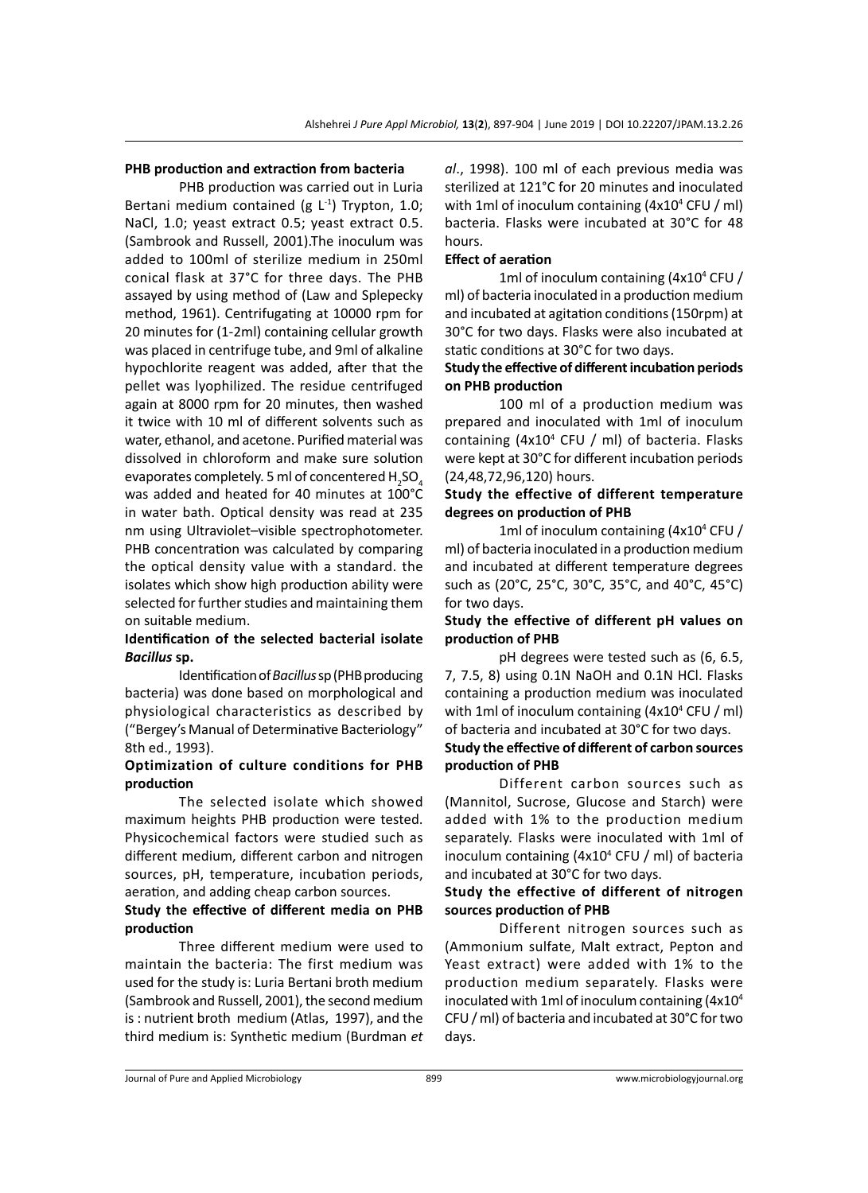### PHB production and extraction from bacteria

PHB production was carried out in Luria Bertani medium contained (g $L^{-1}$) Trypton, 1.0; NaCl, 1.0; yeast extract 0.5; yeast extract 0.5. (Sambrook and Russell, 2001).The inoculum was added to 100ml of sterilize medium in 250ml conical flask at 37°C for three days. The PHB assayed by using method of (Law and Splepecky method, 1961). Centrifugating at 10000 rpm for 20 minutes for (1-2ml) containing cellular growth was placed in centrifuge tube, and 9ml of alkaline hypochlorite reagent was added, after that the pellet was lyophilized. The residue centrifuged again at 8000 rpm for 20 minutes, then washed it twice with 10 ml of different solvents such as water, ethanol, and acetone. Purified material was dissolved in chloroform and make sure solution evaporates completely. 5 ml of concentered $H_2SO_4$ was added and heated for 40 minutes at 100°C in water bath. Optical density was read at 235 nm using Ultraviolet–visible spectrophotometer. PHB concentration was calculated by comparing the optical density value with a standard. the isolates which show high production ability were selected for further studies and maintaining them on suitable medium.

### Identification of the selected bacterial isolate *Bacillus* sp.

Identification of *Bacillus* sp (PHB producing bacteria) was done based on morphological and physiological characteristics as described by ("Bergey's Manual of Determinative Bacteriology" 8th ed., 1993).

### Optimization of culture conditions for PHB production

The selected isolate which showed maximum heights PHB production were tested. Physicochemical factors were studied such as different medium, different carbon and nitrogen sources, pH, temperature, incubation periods, aeration, and adding cheap carbon sources.

### Study the effective of different media on PHB production

Three different medium were used to maintain the bacteria: The first medium was used for the study is: Luria Bertani broth medium (Sambrook and Russell, 2001), the second medium is : nutrient broth medium (Atlas, 1997), and the third medium is: Synthetic medium (Burdman *et al*., 1998). 100 ml of each previous media was sterilized at 121°C for 20 minutes and inoculated with 1ml of inoculum containing ($4 \times 10^4$ CFU / ml) bacteria. Flasks were incubated at 30°C for 48 hours.

### Effect of aeration

1ml of inoculum containing ($4 \times 10^4$ CFU / ml) of bacteria inoculated in a production medium and incubated at agitation conditions (150rpm) at 30°C for two days. Flasks were also incubated at static conditions at 30°C for two days.

### Study the effective of different incubation periods on PHB production

100 ml of a production medium was prepared and inoculated with 1ml of inoculum containing ($4 \times 10^4$ CFU / ml) of bacteria. Flasks were kept at 30°C for different incubation periods (24,48,72,96,120) hours.

### Study the effective of different temperature degrees on production of PHB

1ml of inoculum containing ($4 \times 10^4$ CFU / ml) of bacteria inoculated in a production medium and incubated at different temperature degrees such as (20°C, 25°C, 30°C, 35°C, and 40°C, 45°C) for two days.

### Study the effective of different pH values on production of PHB

pH degrees were tested such as (6, 6.5, 7, 7.5, 8) using 0.1N NaOH and 0.1N HCl. Flasks containing a production medium was inoculated with 1ml of inoculum containing ($4 \times 10^4$ CFU / ml) of bacteria and incubated at 30°C for two days.

### Study the effective of different of carbon sources production of PHB

Different carbon sources such as (Mannitol, Sucrose, Glucose and Starch) were added with 1% to the production medium separately. Flasks were inoculated with 1ml of inoculum containing ($4 \times 10^4$ CFU / ml) of bacteria and incubated at 30°C for two days.

### Study the effective of different of nitrogen sources production of PHB

Different nitrogen sources such as (Ammonium sulfate, Malt extract, Pepton and Yeast extract) were added with 1% to the production medium separately. Flasks were inoculated with 1ml of inoculum containing ($4 \times 10^4$ CFU / ml) of bacteria and incubated at 30°C for two days.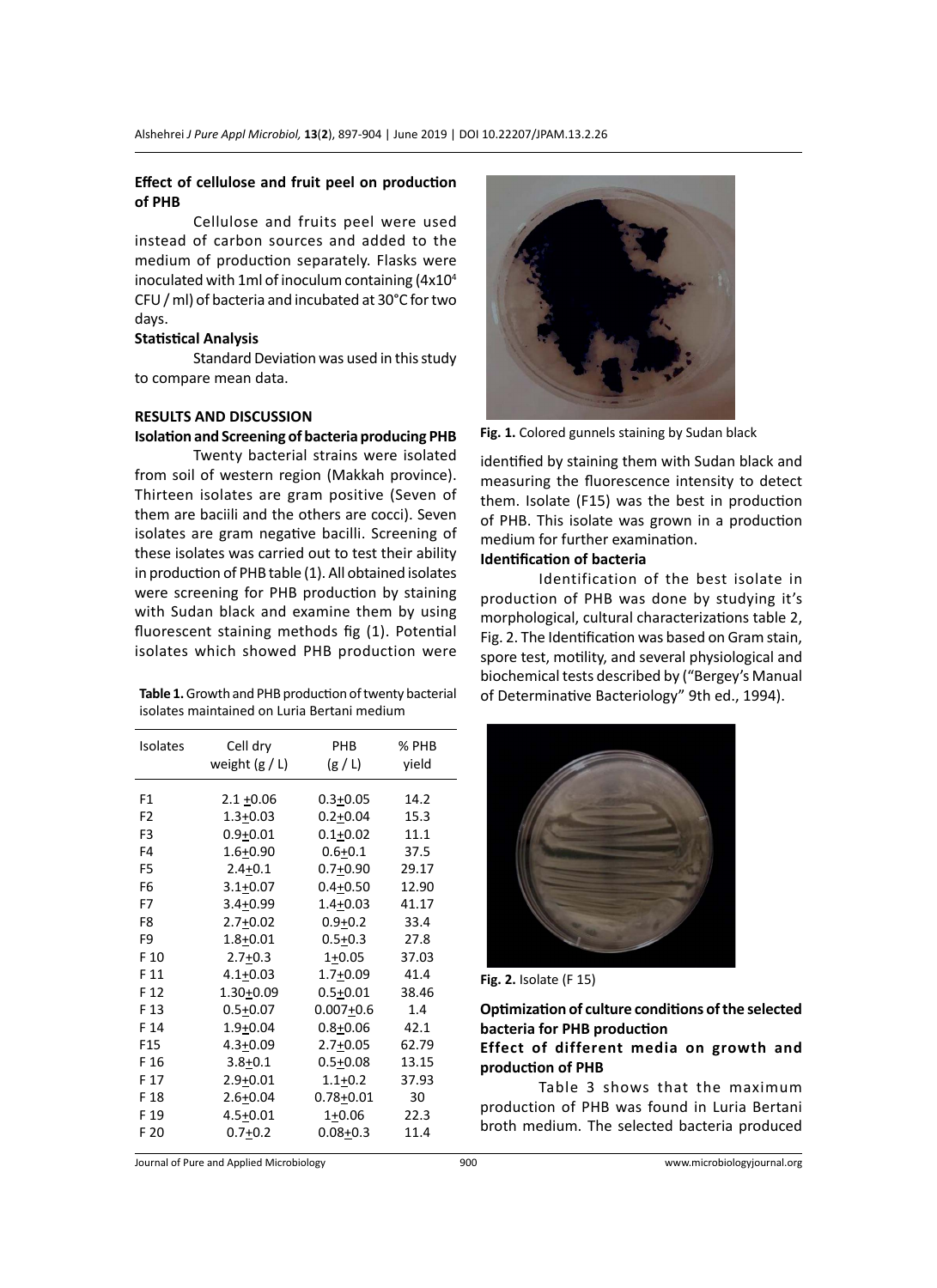### Effect of cellulose and fruit peel on production of PHB

Cellulose and fruits peel were used instead of carbon sources and added to the medium of production separately. Flasks were inoculated with 1ml of inoculum containing ($4x10^4$ CFU / ml) of bacteria and incubated at 30°C for two days.

### Statistical Analysis

Standard Deviation was used in this study to compare mean data.

## RESULTS AND DISCUSSION

### Isolation and Screening of bacteria producing PHB

Twenty bacterial strains were isolated from soil of western region (Makkah province). Thirteen isolates are gram positive (Seven of them are baciili and the others are cocci). Seven isolates are gram negative bacilli. Screening of these isolates was carried out to test their ability in production of PHB table (1). All obtained isolates were screening for PHB production by staining with Sudan black and examine them by using fluorescent staining methods fig (1). Potential isolates which showed PHB production were identified by staining them with Sudan black and measuring the fluorescence intensity to detect them. Isolate (F15) was the best in production of PHB. This isolate was grown in a production medium for further examination.

**Table 1.** Growth and PHB production of twenty bacterial isolates maintained on Luria Bertani medium

| Isolates | Cell dry weight (g / L) | PHB (g / L) | % PHB yield |
|---|---|---|---|
| F1 | 2.1 ±0.06 | 0.3±0.05 | 14.2 |
| F2 | 1.3±0.03 | 0.2±0.04 | 15.3 |
| F3 | 0.9±0.01 | 0.1±0.02 | 11.1 |
| F4 | 1.6±0.90 | 0.6±0.1 | 37.5 |
| F5 | 2.4±0.1 | 0.7±0.90 | 29.17 |
| F6 | 3.1±0.07 | 0.4±0.50 | 12.90 |
| F7 | 3.4±0.99 | 1.4±0.03 | 41.17 |
| F8 | 2.7±0.02 | 0.9±0.2 | 33.4 |
| F9 | 1.8±0.01 | 0.5±0.3 | 27.8 |
| F 10 | 2.7±0.3 | 1±0.05 | 37.03 |
| F 11 | 4.1±0.03 | 1.7±0.09 | 41.4 |
| F 12 | 1.30±0.09 | 0.5±0.01 | 38.46 |
| F 13 | 0.5±0.07 | 0.007±0.6 | 1.4 |
| F 14 | 1.9±0.04 | 0.8±0.06 | 42.1 |
| F15 | 4.3±0.09 | 2.7±0.05 | 62.79 |
| F 16 | 3.8±0.1 | 0.5±0.08 | 13.15 |
| F 17 | 2.9±0.01 | 1.1±0.2 | 37.93 |
| F 18 | 2.6±0.04 | 0.78±0.01 | 30 |
| F 19 | 4.5±0.01 | 1±0.06 | 22.3 |
| F 20 | 0.7±0.2 | 0.08±0.3 | 11.4 |

**Fig. 1.** Colored gunnels staining by Sudan black

### Identification of bacteria

Identification of the best isolate in production of PHB was done by studying it's morphological, cultural characterizations table 2, Fig. 2. The Identification was based on Gram stain, spore test, motility, and several physiological and biochemical tests described by ("Bergey's Manual of Determinative Bacteriology" 9th ed., 1994).

**Fig. 2.** Isolate (F 15)

### Optimization of culture conditions of the selected bacteria for PHB production

### Effect of different media on growth and production of PHB

Table 3 shows that the maximum production of PHB was found in Luria Bertani broth medium. The selected bacteria produced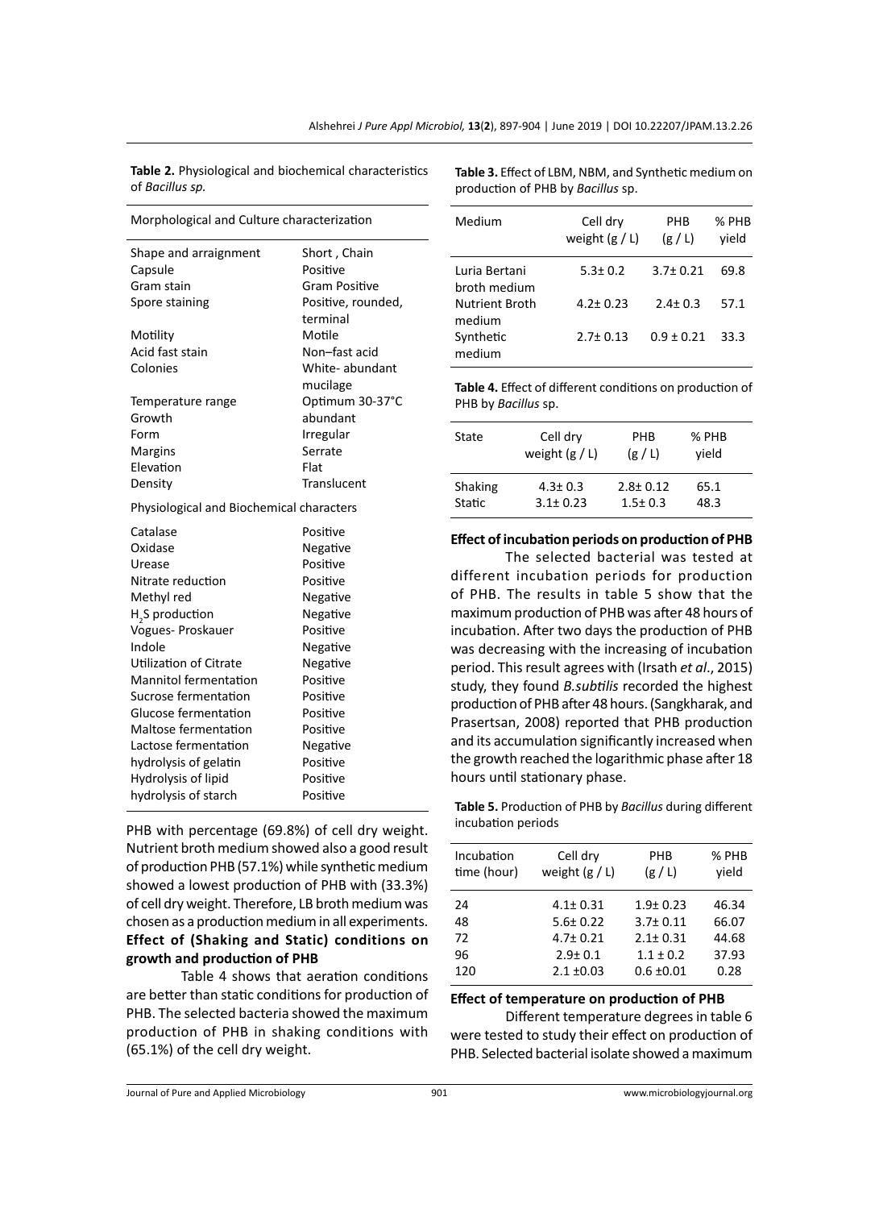**Table 2.** Physiological and biochemical characteristics of *Bacillus sp.*

| Morphological and Culture characterization | |
|---|---|
| Shape and arraignment | Short , Chain |
| Capsule | Positive |
| Gram stain | Gram Positive |
| Spore staining | Positive, rounded, terminal |
| Motility | Motile |
| Acid fast stain | Non–fast acid |
| Colonies | White- abundant mucilage |
| Temperature range | Optimum 30-37°C |
| Growth | abundant |
| Form | Irregular |
| Margins | Serrate |
| Elevation | Flat |
| Density | Translucent |
| **Physiological and Biochemical characters** | |
| Catalase | Positive |
| Oxidase | Negative |
| Urease | Positive |
| Nitrate reduction | Positive |
| Methyl red | Negative |
| $H_2S$ production | Negative |
| Vogues- Proskauer | Positive |
| Indole | Negative |
| Utilization of Citrate | Negative |
| Mannitol fermentation | Positive |
| Sucrose fermentation | Positive |
| Glucose fermentation | Positive |
| Maltose fermentation | Positive |
| Lactose fermentation | Negative |
| hydrolysis of gelatin | Positive |
| Hydrolysis of lipid | Positive |
| hydrolysis of starch | Positive |

PHB with percentage (69.8%) of cell dry weight. Nutrient broth medium showed also a good result of production PHB (57.1%) while synthetic medium showed a lowest production of PHB with (33.3%) of cell dry weight. Therefore, LB broth medium was chosen as a production medium in all experiments.

**Effect of (Shaking and Static) conditions on growth and production of PHB**

Table 4 shows that aeration conditions are better than static conditions for production of PHB. The selected bacteria showed the maximum production of PHB in shaking conditions with (65.1%) of the cell dry weight.

**Table 3.** Effect of LBM, NBM, and Synthetic medium on production of PHB by *Bacillus* sp.

| Medium | Cell dry weight (g / L) | PHB (g / L) | % PHB yield |
|---|---|---|---|
| Luria Bertani broth medium | 5.3± 0.2 | 3.7± 0.21 | 69.8 |
| Nutrient Broth medium | 4.2± 0.23 | 2.4± 0.3 | 57.1 |
| Synthetic medium | 2.7± 0.13 | 0.9 ± 0.21 | 33.3 |

**Table 4.** Effect of different conditions on production of PHB by *Bacillus* sp.

| State | Cell dry weight (g / L) | PHB (g / L) | % PHB yield |
|---|---|---|---|
| Shaking | 4.3± 0.3 | 2.8± 0.12 | 65.1 |
| Static | 3.1± 0.23 | 1.5± 0.3 | 48.3 |

**Effect of incubation periods on production of PHB**

The selected bacterial was tested at different incubation periods for production of PHB. The results in table 5 show that the maximum production of PHB was after 48 hours of incubation. After two days the production of PHB was decreasing with the increasing of incubation period. This result agrees with (Irsath *et al*., 2015) study, they found *B.subtilis* recorded the highest production of PHB after 48 hours. (Sangkharak, and Prasertsan, 2008) reported that PHB production and its accumulation significantly increased when the growth reached the logarithmic phase after 18 hours until stationary phase.

**Table 5.** Production of PHB by *Bacillus* during different incubation periods

| Incubation time (hour) | Cell dry weight (g / L) | PHB (g / L) | % PHB yield |
|---|---|---|---|
| 24 | 4.1± 0.31 | 1.9± 0.23 | 46.34 |
| 48 | 5.6± 0.22 | 3.7± 0.11 | 66.07 |
| 72 | 4.7± 0.21 | 2.1± 0.31 | 44.68 |
| 96 | 2.9± 0.1 | 1.1 ± 0.2 | 37.93 |
| 120 | 2.1 ±0.03 | 0.6 ±0.01 | 0.28 |

**Effect of temperature on production of PHB**

Different temperature degrees in table 6 were tested to study their effect on production of PHB. Selected bacterial isolate showed a maximum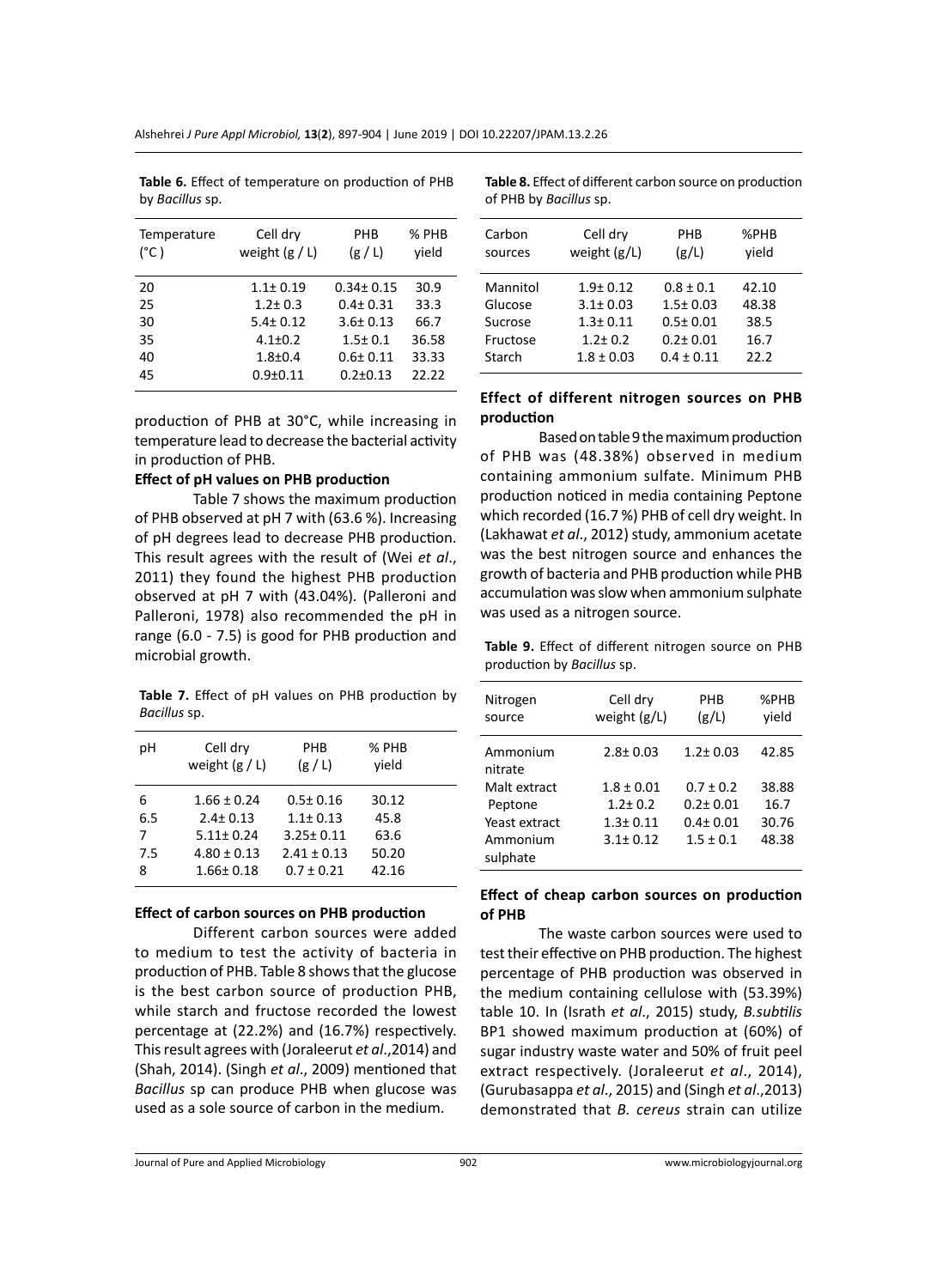**Table 6.** Effect of temperature on production of PHB by *Bacillus* sp.

| Temperature (°C ) | Cell dry weight (g / L) | PHB (g / L) | % PHB yield |
|---|---|---|---|
| 20 | 1.1± 0.19 | 0.34± 0.15 | 30.9 |
| 25 | 1.2± 0.3 | 0.4± 0.31 | 33.3 |
| 30 | 5.4± 0.12 | 3.6± 0.13 | 66.7 |
| 35 | 4.1±0.2 | 1.5± 0.1 | 36.58 |
| 40 | 1.8±0.4 | 0.6± 0.11 | 33.33 |
| 45 | 0.9±0.11 | 0.2±0.13 | 22.22 |

production of PHB at 30°C, while increasing in temperature lead to decrease the bacterial activity in production of PHB.

**Effect of pH values on PHB production**

Table 7 shows the maximum production of PHB observed at pH 7 with (63.6 %). Increasing of pH degrees lead to decrease PHB production. This result agrees with the result of (Wei *et al*., 2011) they found the highest PHB production observed at pH 7 with (43.04%). (Palleroni and Palleroni, 1978) also recommended the pH in range (6.0 - 7.5) is good for PHB production and microbial growth.

**Table 7.** Effect of pH values on PHB production by *Bacillus* sp.

| pH | Cell dry weight (g / L) | PHB (g / L) | % PHB yield |
|---|---|---|---|
| 6 | 1.66 ± 0.24 | 0.5± 0.16 | 30.12 |
| 6.5 | 2.4± 0.13 | 1.1± 0.13 | 45.8 |
| 7 | 5.11± 0.24 | 3.25± 0.11 | 63.6 |
| 7.5 | 4.80 ± 0.13 | 2.41 ± 0.13 | 50.20 |
| 8 | 1.66± 0.18 | 0.7 ± 0.21 | 42.16 |

**Effect of carbon sources on PHB production**

Different carbon sources were added to medium to test the activity of bacteria in production of PHB. Table 8 shows that the glucose is the best carbon source of production PHB, while starch and fructose recorded the lowest percentage at (22.2%) and (16.7%) respectively. This result agrees with (Joraleerut *et al*.,2014) and (Shah, 2014). (Singh *et al*., 2009) mentioned that *Bacillus* sp can produce PHB when glucose was used as a sole source of carbon in the medium.

**Table 8.** Effect of different carbon source on production of PHB by *Bacillus* sp.

| Carbon sources | Cell dry weight (g/L) | PHB (g/L) | %PHB yield |
|---|---|---|---|
| Mannitol | 1.9± 0.12 | 0.8 ± 0.1 | 42.10 |
| Glucose | 3.1± 0.03 | 1.5± 0.03 | 48.38 |
| Sucrose | 1.3± 0.11 | 0.5± 0.01 | 38.5 |
| Fructose | 1.2± 0.2 | 0.2± 0.01 | 16.7 |
| Starch | 1.8 ± 0.03 | 0.4 ± 0.11 | 22.2 |

**Effect of different nitrogen sources on PHB production**

Based on table 9 the maximum production of PHB was (48.38%) observed in medium containing ammonium sulfate. Minimum PHB production noticed in media containing Peptone which recorded (16.7 %) PHB of cell dry weight. In (Lakhawat *et al*., 2012) study, ammonium acetate was the best nitrogen source and enhances the growth of bacteria and PHB production while PHB accumulation was slow when ammonium sulphate was used as a nitrogen source.

**Table 9.** Effect of different nitrogen source on PHB production by *Bacillus* sp.

| Nitrogen source | Cell dry weight (g/L) | PHB (g/L) | %PHB yield |
|---|---|---|---|
| Ammonium nitrate | 2.8± 0.03 | 1.2± 0.03 | 42.85 |
| Malt extract | 1.8 ± 0.01 | 0.7 ± 0.2 | 38.88 |
| Peptone | 1.2± 0.2 | 0.2± 0.01 | 16.7 |
| Yeast extract | 1.3± 0.11 | 0.4± 0.01 | 30.76 |
| Ammonium sulphate | 3.1± 0.12 | 1.5 ± 0.1 | 48.38 |

**Effect of cheap carbon sources on production of PHB**

The waste carbon sources were used to test their effective on PHB production. The highest percentage of PHB production was observed in the medium containing cellulose with (53.39%) table 10. In (Israth *et al*., 2015) study, *B.subtilis* BP1 showed maximum production at (60%) of sugar industry waste water and 50% of fruit peel extract respectively. (Joraleerut *et al*., 2014), (Gurubasappa *et al*., 2015) and (Singh *et al*.,2013) demonstrated that *B. cereus* strain can utilize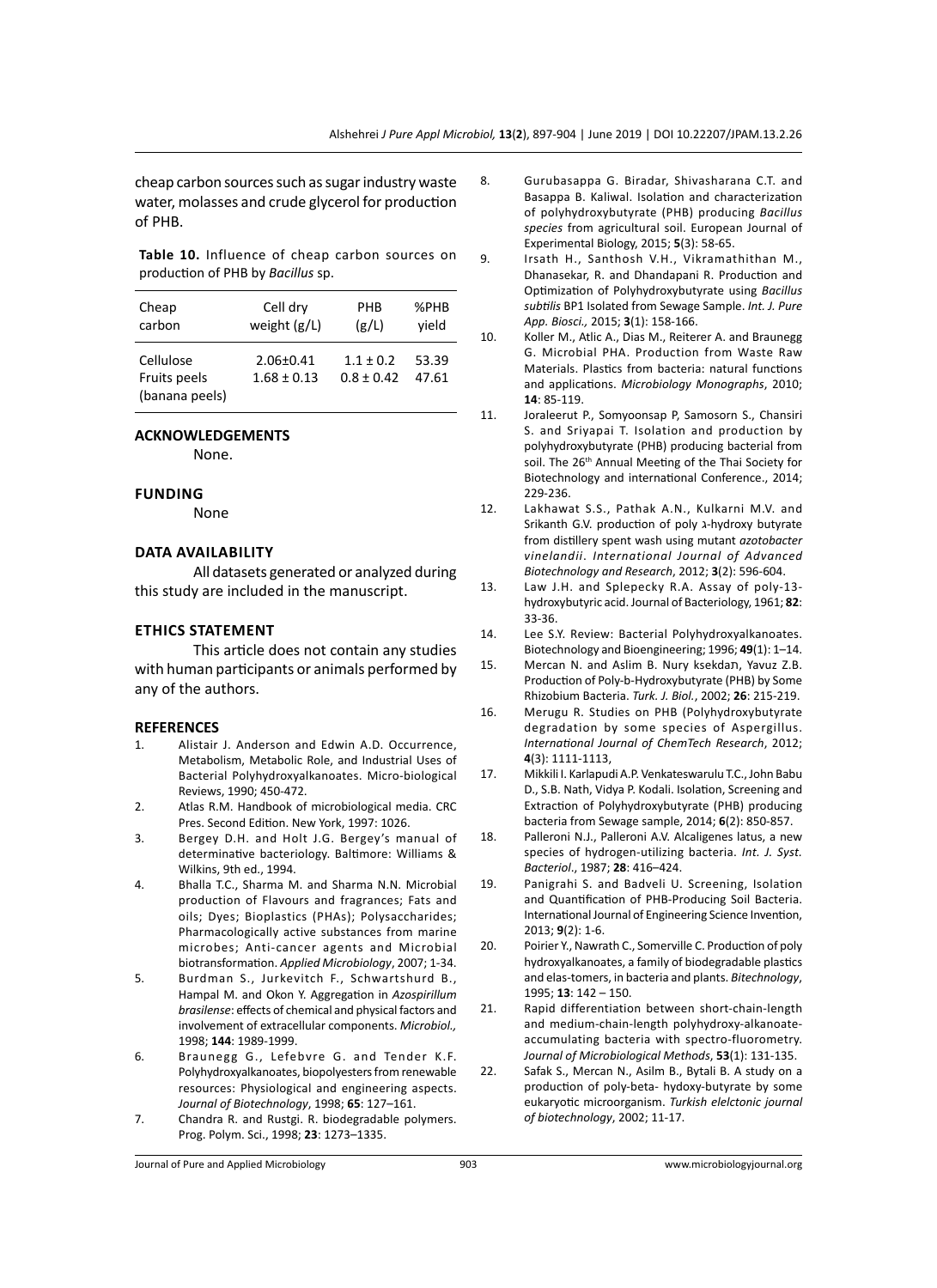cheap carbon sources such as sugar industry waste water, molasses and crude glycerol for production of PHB.

**Table 10.** Influence of cheap carbon sources on production of PHB by *Bacillus* sp.

| Cheap carbon | Cell dry weight (g/L) | PHB (g/L) | %PHB yield |
|---|---|---|---|
| Cellulose | 2.06±0.41 | 1.1 ± 0.2 | 53.39 |
| Fruits peels (banana peels) | 1.68 ± 0.13 | 0.8 ± 0.42 | 47.61 |

## ACKNOWLEDGEMENTS

None.

## FUNDING

None

## DATA AVAILABILITY

All datasets generated or analyzed during this study are included in the manuscript.

## ETHICS STATEMENT

This article does not contain any studies with human participants or animals performed by any of the authors.

## REFERENCES

1. Alistair J. Anderson and Edwin A.D. Occurrence, Metabolism, Metabolic Role, and Industrial Uses of Bacterial Polyhydroxyalkanoates. Micro-biological Reviews, 1990; 450-472.
2. Atlas R.M. Handbook of microbiological media. CRC Pres. Second Edition. New York, 1997: 1026.
3. Bergey D.H. and Holt J.G. Bergey's manual of determinative bacteriology. Baltimore: Williams & Wilkins, 9th ed., 1994.
4. Bhalla T.C., Sharma M. and Sharma N.N. Microbial production of Flavours and fragrances; Fats and oils; Dyes; Bioplastics (PHAs); Polysaccharides; Pharmacologically active substances from marine microbes; Anti-cancer agents and Microbial biotransformation. *Applied Microbiology*, 2007; 1-34.
5. Burdman S., Jurkevitch F., Schwartshurd B., Hampal M. and Okon Y. Aggregation in *Azospirillum brasilense*: effects of chemical and physical factors and involvement of extracellular components. *Microbiol.,* 1998; **144**: 1989-1999.
6. Braunegg G., Lefebvre G. and Tender K.F. Polyhydroxyalkanoates, biopolyesters from renewable resources: Physiological and engineering aspects. *Journal of Biotechnology*, 1998; **65**: 127–161.
7. Chandra R. and Rustgi. R. biodegradable polymers. Prog. Polym. Sci., 1998; **23**: 1273–1335.
8. Gurubasappa G. Biradar, Shivasharana C.T. and Basappa B. Kaliwal. Isolation and characterization of polyhydroxybutyrate (PHB) producing *Bacillus species* from agricultural soil. European Journal of Experimental Biology, 2015; **5**(3): 58-65.
9. Irsath H., Santhosh V.H., Vikramathithan M., Dhanasekar, R. and Dhandapani R. Production and Optimization of Polyhydroxybutyrate using *Bacillus subtilis* BP1 Isolated from Sewage Sample. *Int. J. Pure App. Biosci.,* 2015; **3**(1): 158-166.
10. Koller M., Atlic A., Dias M., Reiterer A. and Braunegg G. Microbial PHA. Production from Waste Raw Materials. Plastics from bacteria: natural functions and applications. *Microbiology Monographs*, 2010; **14**: 85-119.
11. Joraleerut P., Somyoonsap P, Samosorn S., Chansiri S. and Sriyapai T. Isolation and production by polyhydroxybutyrate (PHB) producing bacterial from soil. The 26th Annual Meeting of the Thai Society for Biotechnology and international Conference., 2014; 229-236.
12. Lakhawat S.S., Pathak A.N., Kulkarni M.V. and Srikanth G.V. production of poly ɿ-hydroxy butyrate from distillery spent wash using mutant *azotobacter vinelandii*. *International Journal of Advanced Biotechnology and Research*, 2012; **3**(2): 596-604.
13. Law J.H. and Splepecky R.A. Assay of poly-13-hydroxybutyric acid. Journal of Bacteriology, 1961; **82**: 33-36.
14. Lee S.Y. Review: Bacterial Polyhydroxyalkanoates. Biotechnology and Bioengineering; 1996; **49**(1): 1–14.
15. Mercan N. and Aslim B. Nury ksekdan, Yavuz Z.B. Production of Poly-b-Hydroxybutyrate (PHB) by Some Rhizobium Bacteria. *Turk. J. Biol.*, 2002; **26**: 215-219.
16. Merugu R. Studies on PHB (Polyhydroxybutyrate degradation by some species of Aspergillus. *International Journal of ChemTech Research*, 2012; **4**(3): 1111-1113,
17. Mikkili I. Karlapudi A.P. Venkateswarulu T.C., John Babu D., S.B. Nath, Vidya P. Kodali. Isolation, Screening and Extraction of Polyhydroxybutyrate (PHB) producing bacteria from Sewage sample, 2014; **6**(2): 850-857.
18. Palleroni N.J., Palleroni A.V. Alcaligenes latus, a new species of hydrogen-utilizing bacteria. *Int. J. Syst. Bacteriol*., 1987; **28**: 416–424.
19. Panigrahi S. and Badveli U. Screening, Isolation and Quantification of PHB-Producing Soil Bacteria. International Journal of Engineering Science Invention, 2013; **9**(2): 1-6.
20. Poirier Y., Nawrath C., Somerville C. Production of poly hydroxyalkanoates, a family of biodegradable plastics and elas-tomers, in bacteria and plants. *Bitechnology*, 1995; **13**: 142 – 150.
21. Rapid differentiation between short-chain-length and medium-chain-length polyhydroxy-alkanoate-accumulating bacteria with spectro-fluorometry. *Journal of Microbiological Methods*, **53**(1): 131-135.
22. Safak S., Mercan N., Asilm B., Bytali B. A study on a production of poly-beta- hydoxy-butyrate by some eukaryotic microorganism. *Turkish elelctonic journal of biotechnology*, 2002; 11-17.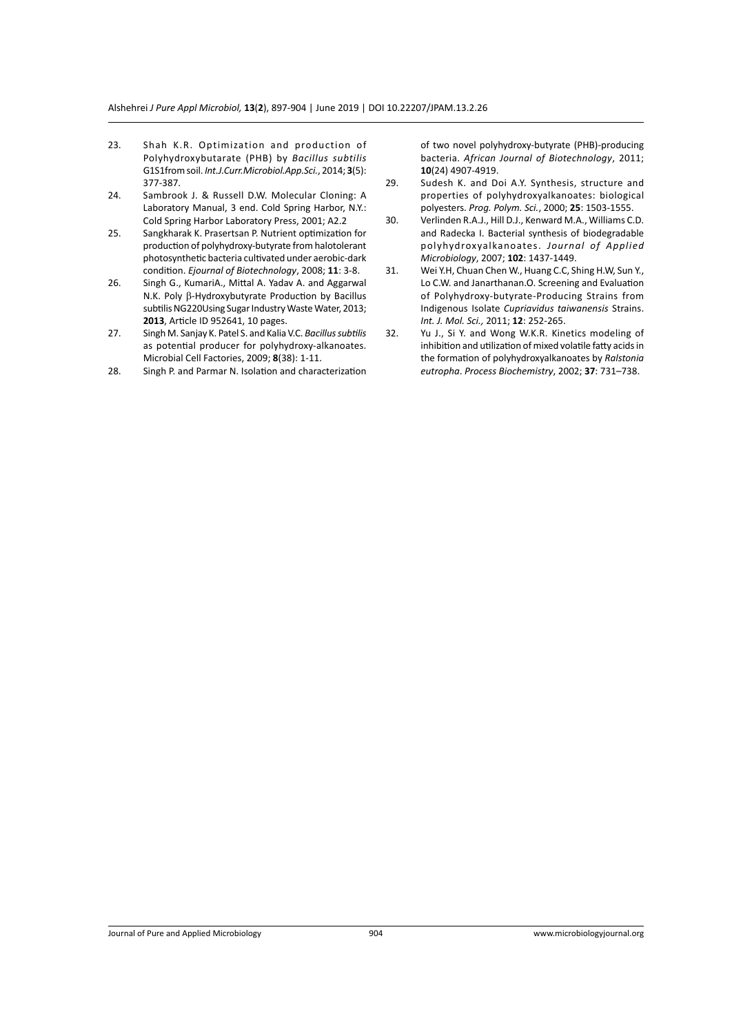23. Shah K.R. Optimization and production of Polyhydroxybutarate (PHB) by *Bacillus subtilis* G1S1from soil. *Int.J.Curr.Microbiol.App.Sci.*, 2014; **3**(5): 377-387.
24. Sambrook J. & Russell D.W. Molecular Cloning: A Laboratory Manual, 3 end. Cold Spring Harbor, N.Y.: Cold Spring Harbor Laboratory Press, 2001; A2.2
25. Sangkharak K. Prasertsan P. Nutrient optimization for production of polyhydroxy-butyrate from halotolerant photosynthetic bacteria cultivated under aerobic-dark condition. *Ejournal of Biotechnology*, 2008; **11**: 3-8.
26. Singh G., KumariA., Mittal A. Yadav A. and Aggarwal N.K. Poly β-Hydroxybutyrate Production by Bacillus subtilis NG220Using Sugar Industry Waste Water, 2013; **2013**, Article ID 952641, 10 pages.
27. Singh M. Sanjay K. Patel S. and Kalia V.C. *Bacillus subtilis* as potential producer for polyhydroxy-alkanoates. Microbial Cell Factories, 2009; **8**(38): 1-11.
28. Singh P. and Parmar N. Isolation and characterization of two novel polyhydroxy-butyrate (PHB)-producing bacteria. *African Journal of Biotechnology*, 2011; **10**(24) 4907-4919.
29. Sudesh K. and Doi A.Y. Synthesis, structure and properties of polyhydroxyalkanoates: biological polyesters. *Prog. Polym. Sci.*, 2000; **25**: 1503-1555.
30. Verlinden R.A.J., Hill D.J., Kenward M.A., Williams C.D. and Radecka I. Bacterial synthesis of biodegradable polyhydroxyalkanoates. *Journal of Applied Microbiology*, 2007; **102**: 1437-1449.
31. Wei Y.H, Chuan Chen W., Huang C.C, Shing H.W, Sun Y., Lo C.W. and Janarthanan.O. Screening and Evaluation of Polyhydroxy-butyrate-Producing Strains from Indigenous Isolate *Cupriavidus taiwanensis* Strains. *Int. J. Mol. Sci.,* 2011; **12**: 252-265.
32. Yu J., Si Y. and Wong W.K.R. Kinetics modeling of inhibition and utilization of mixed volatile fatty acids in the formation of polyhydroxyalkanoates by *Ralstonia eutropha*. *Process Biochemistry*, 2002; **37**: 731–738.